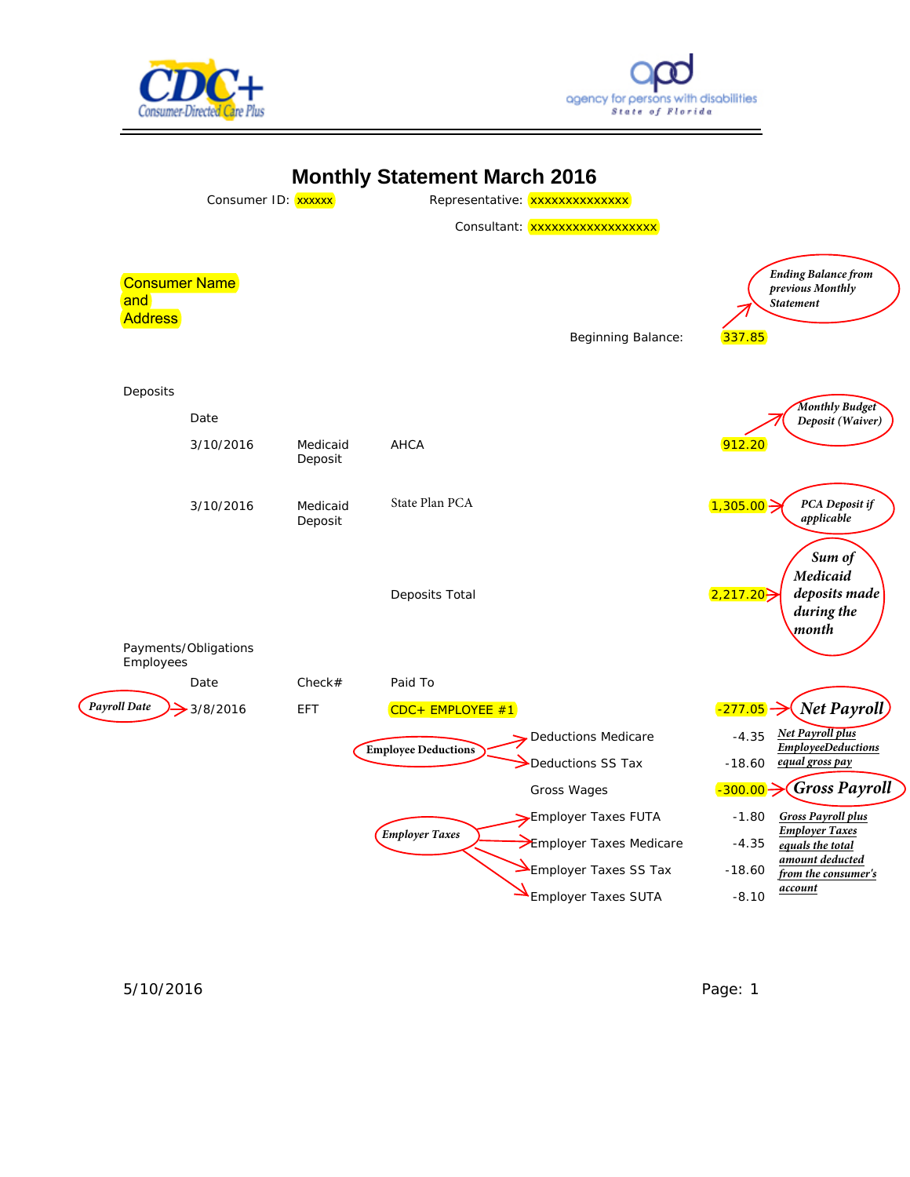# Monthly Statement March 2016

Consumer ID: xxxxxx Representative: xxxxxxxxxxxxxx

Consultant: xxxxxxxxxxxxxxxxxx

Consumer Name and Address

*Ending Balance from previous Monthly Statement*

Beginning Balance: 337.85

## Deposits

| Date | | | Amount | Note |
|---|---|---|---|---|
| 3/10/2016 | Medicaid Deposit | AHCA | 912.20 | *Monthly Budget Deposit (Waiver)* |
| 3/10/2016 | Medicaid Deposit | State Plan PCA | 1,305.00 | *PCA Deposit if applicable* |
| | | Deposits Total | 2,217.20 | *Sum of Medicaid deposits made during the month* |

## Payments/Obligations Employees

| Date | Check# | Paid To | | Amount | Note |
|---|---|---|---|---|---|
| 3/8/2016 (*Payroll Date*) | EFT | CDC+ EMPLOYEE #1 | | -277.05 | ***Net Payroll*** |
| | | *Employee Deductions* | Deductions Medicare | -4.35 | *Net Payroll plus EmployeeDeductions equal gross pay* |
| | | | Deductions SS Tax | -18.60 | |
| | | | Gross Wages | -300.00 | ***Gross Payroll*** |
| | | *Employer Taxes* | Employer Taxes FUTA | -1.80 | *Gross Payroll plus Employer Taxes equals the total amount deducted from the consumer's account* |
| | | | Employer Taxes Medicare | -4.35 | |
| | | | Employer Taxes SS Tax | -18.60 | |
| | | | Employer Taxes SUTA | -8.10 | |

5/10/2016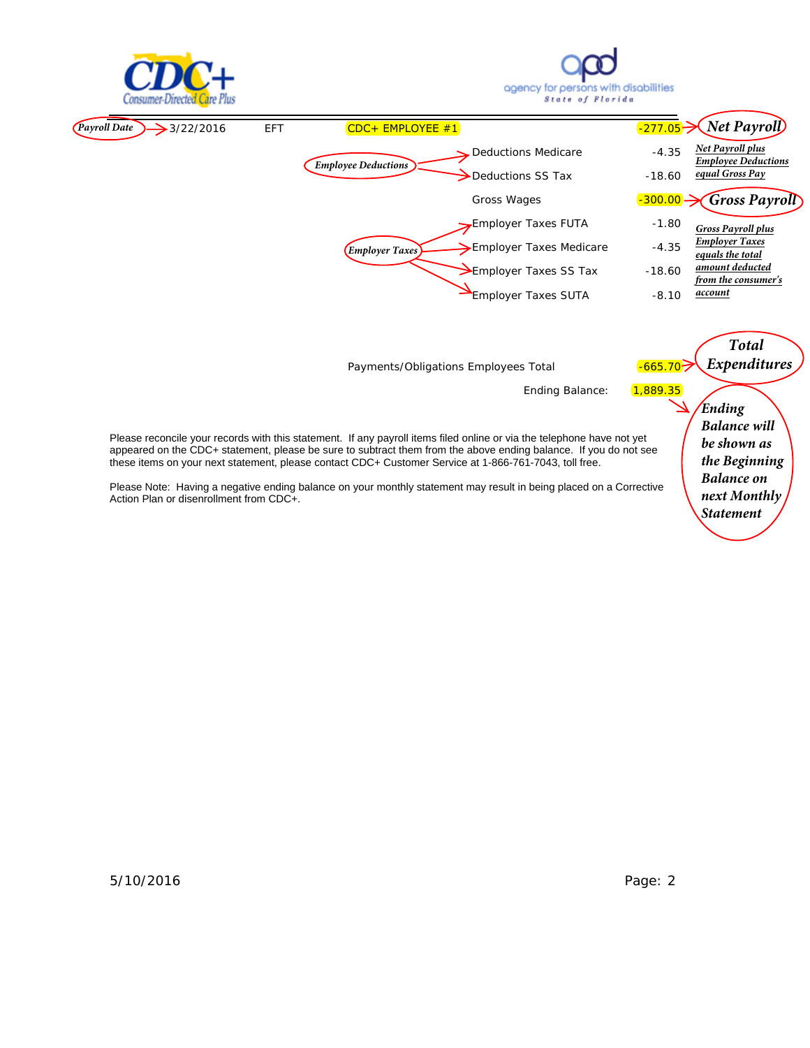CDC+ Consumer-Directed Care Plus

apd agency for persons with disabilities State of Florida

| Payroll Date | | | | | |
|---|---|---|---|---|---|
| 3/22/2016 | EFT | CDC+ EMPLOYEE #1 | | -277.05 | **Net Payroll** |
| | | *Employee Deductions* | Deductions Medicare | -4.35 | *Net Payroll plus Employee Deductions equal Gross Pay* |
| | | | Deductions SS Tax | -18.60 | |
| | | | Gross Wages | -300.00 | **Gross Payroll** |
| | | *Employer Taxes* | Employer Taxes FUTA | -1.80 | *Gross Payroll plus Employer Taxes equals the total amount deducted from the consumer's account* |
| | | | Employer Taxes Medicare | -4.35 | |
| | | | Employer Taxes SS Tax | -18.60 | |
| | | | Employer Taxes SUTA | -8.10 | |

Payments/Obligations Employees Total -665.70 → **Total Expenditures**

Ending Balance: 1,889.35 → *Ending Balance will be shown as the Beginning Balance on next Monthly Statement*

Please reconcile your records with this statement. If any payroll items filed online or via the telephone have not yet appeared on the CDC+ statement, please be sure to subtract them from the above ending balance. If you do not see these items on your next statement, please contact CDC+ Customer Service at 1-866-761-7043, toll free.

Please Note: Having a negative ending balance on your monthly statement may result in being placed on a Corrective Action Plan or disenrollment from CDC+.

5/10/2016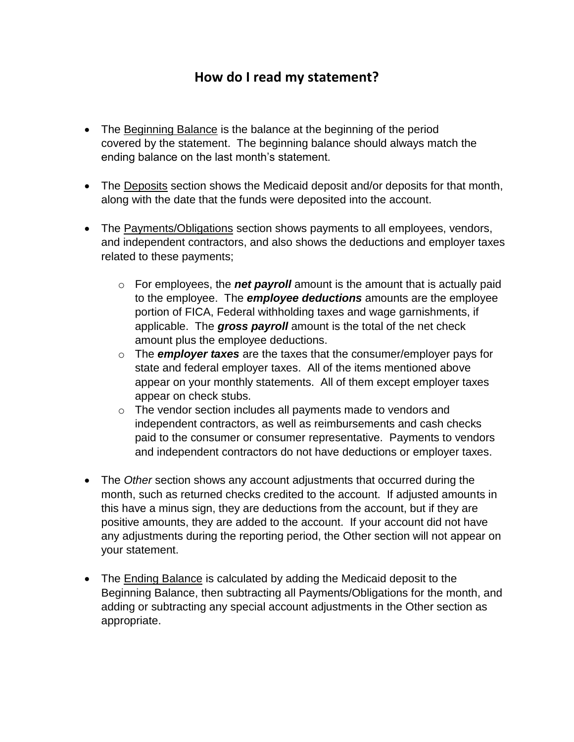# How do I read my statement?

- The Beginning Balance is the balance at the beginning of the period covered by the statement. The beginning balance should always match the ending balance on the last month's statement.

- The Deposits section shows the Medicaid deposit and/or deposits for that month, along with the date that the funds were deposited into the account.

- The Payments/Obligations section shows payments to all employees, vendors, and independent contractors, and also shows the deductions and employer taxes related to these payments;

  - For employees, the ***net payroll*** amount is the amount that is actually paid to the employee. The ***employee deductions*** amounts are the employee portion of FICA, Federal withholding taxes and wage garnishments, if applicable. The ***gross payroll*** amount is the total of the net check amount plus the employee deductions.
  - The ***employer taxes*** are the taxes that the consumer/employer pays for state and federal employer taxes. All of the items mentioned above appear on your monthly statements. All of them except employer taxes appear on check stubs.
  - The vendor section includes all payments made to vendors and independent contractors, as well as reimbursements and cash checks paid to the consumer or consumer representative. Payments to vendors and independent contractors do not have deductions or employer taxes.

- The *Other* section shows any account adjustments that occurred during the month, such as returned checks credited to the account. If adjusted amounts in this have a minus sign, they are deductions from the account, but if they are positive amounts, they are added to the account. If your account did not have any adjustments during the reporting period, the Other section will not appear on your statement.

- The Ending Balance is calculated by adding the Medicaid deposit to the Beginning Balance, then subtracting all Payments/Obligations for the month, and adding or subtracting any special account adjustments in the Other section as appropriate.